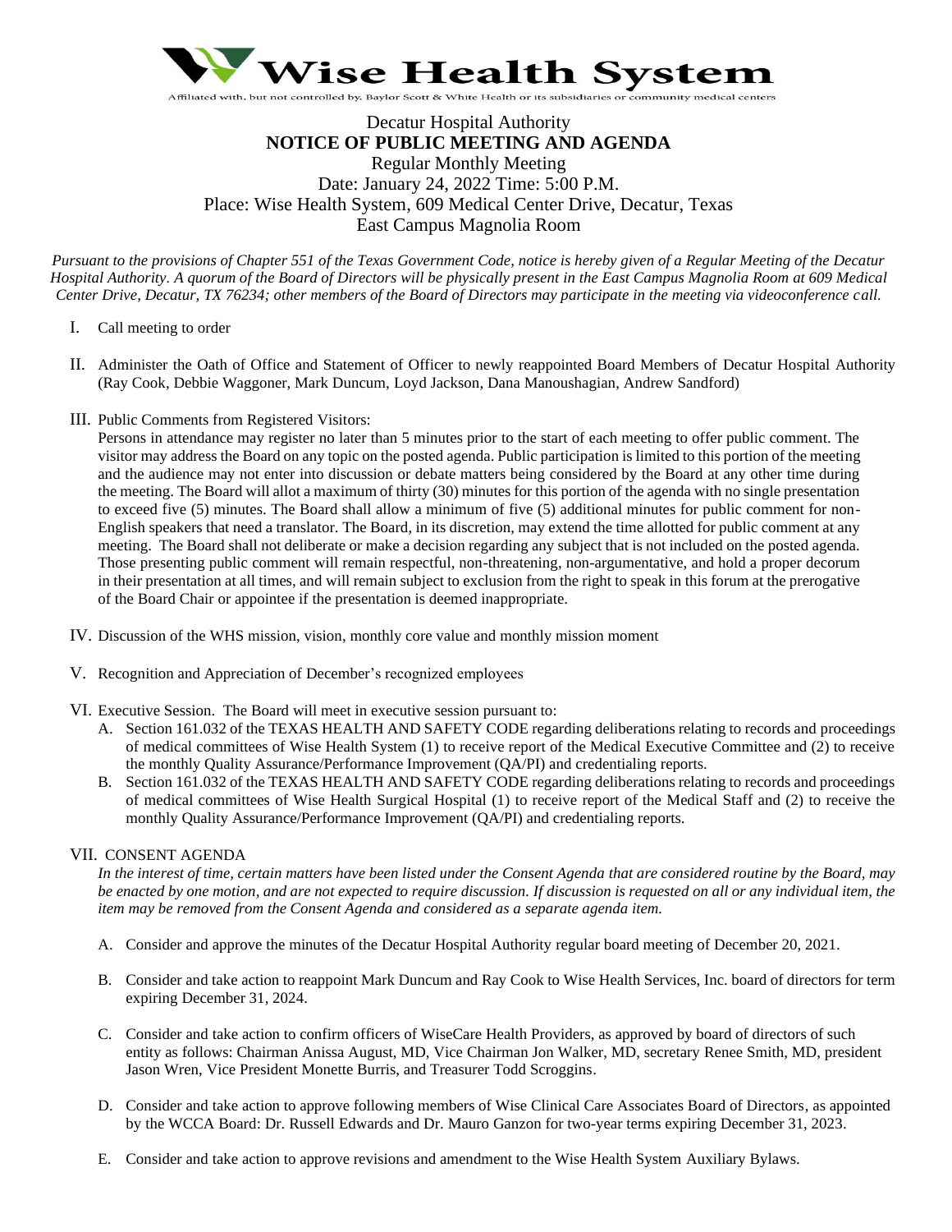# Wise Health System

Affiliated with, but not controlled by, Baylor Scott & White Health or its subsidiaries or community medical centers

Decatur Hospital Authority

**NOTICE OF PUBLIC MEETING AND AGENDA**

Regular Monthly Meeting

Date: January 24, 2022 Time: 5:00 P.M.

Place: Wise Health System, 609 Medical Center Drive, Decatur, Texas

East Campus Magnolia Room

*Pursuant to the provisions of Chapter 551 of the Texas Government Code, notice is hereby given of a Regular Meeting of the Decatur Hospital Authority. A quorum of the Board of Directors will be physically present in the East Campus Magnolia Room at 609 Medical Center Drive, Decatur, TX 76234; other members of the Board of Directors may participate in the meeting via videoconference call.*

I. Call meeting to order

II. Administer the Oath of Office and Statement of Officer to newly reappointed Board Members of Decatur Hospital Authority (Ray Cook, Debbie Waggoner, Mark Duncum, Loyd Jackson, Dana Manoushagian, Andrew Sandford)

III. Public Comments from Registered Visitors:
Persons in attendance may register no later than 5 minutes prior to the start of each meeting to offer public comment. The visitor may address the Board on any topic on the posted agenda. Public participation is limited to this portion of the meeting and the audience may not enter into discussion or debate matters being considered by the Board at any other time during the meeting. The Board will allot a maximum of thirty (30) minutes for this portion of the agenda with no single presentation to exceed five (5) minutes. The Board shall allow a minimum of five (5) additional minutes for public comment for non-English speakers that need a translator. The Board, in its discretion, may extend the time allotted for public comment at any meeting. The Board shall not deliberate or make a decision regarding any subject that is not included on the posted agenda. Those presenting public comment will remain respectful, non-threatening, non-argumentative, and hold a proper decorum in their presentation at all times, and will remain subject to exclusion from the right to speak in this forum at the prerogative of the Board Chair or appointee if the presentation is deemed inappropriate.

IV. Discussion of the WHS mission, vision, monthly core value and monthly mission moment

V. Recognition and Appreciation of December's recognized employees

VI. Executive Session. The Board will meet in executive session pursuant to:

A. Section 161.032 of the TEXAS HEALTH AND SAFETY CODE regarding deliberations relating to records and proceedings of medical committees of Wise Health System (1) to receive report of the Medical Executive Committee and (2) to receive the monthly Quality Assurance/Performance Improvement (QA/PI) and credentialing reports.

B. Section 161.032 of the TEXAS HEALTH AND SAFETY CODE regarding deliberations relating to records and proceedings of medical committees of Wise Health Surgical Hospital (1) to receive report of the Medical Staff and (2) to receive the monthly Quality Assurance/Performance Improvement (QA/PI) and credentialing reports.

VII. CONSENT AGENDA

*In the interest of time, certain matters have been listed under the Consent Agenda that are considered routine by the Board, may be enacted by one motion, and are not expected to require discussion. If discussion is requested on all or any individual item, the item may be removed from the Consent Agenda and considered as a separate agenda item.*

A. Consider and approve the minutes of the Decatur Hospital Authority regular board meeting of December 20, 2021.

B. Consider and take action to reappoint Mark Duncum and Ray Cook to Wise Health Services, Inc. board of directors for term expiring December 31, 2024.

C. Consider and take action to confirm officers of WiseCare Health Providers, as approved by board of directors of such entity as follows: Chairman Anissa August, MD, Vice Chairman Jon Walker, MD, secretary Renee Smith, MD, president Jason Wren, Vice President Monette Burris, and Treasurer Todd Scroggins.

D. Consider and take action to approve following members of Wise Clinical Care Associates Board of Directors, as appointed by the WCCA Board: Dr. Russell Edwards and Dr. Mauro Ganzon for two-year terms expiring December 31, 2023.

E. Consider and take action to approve revisions and amendment to the Wise Health System Auxiliary Bylaws.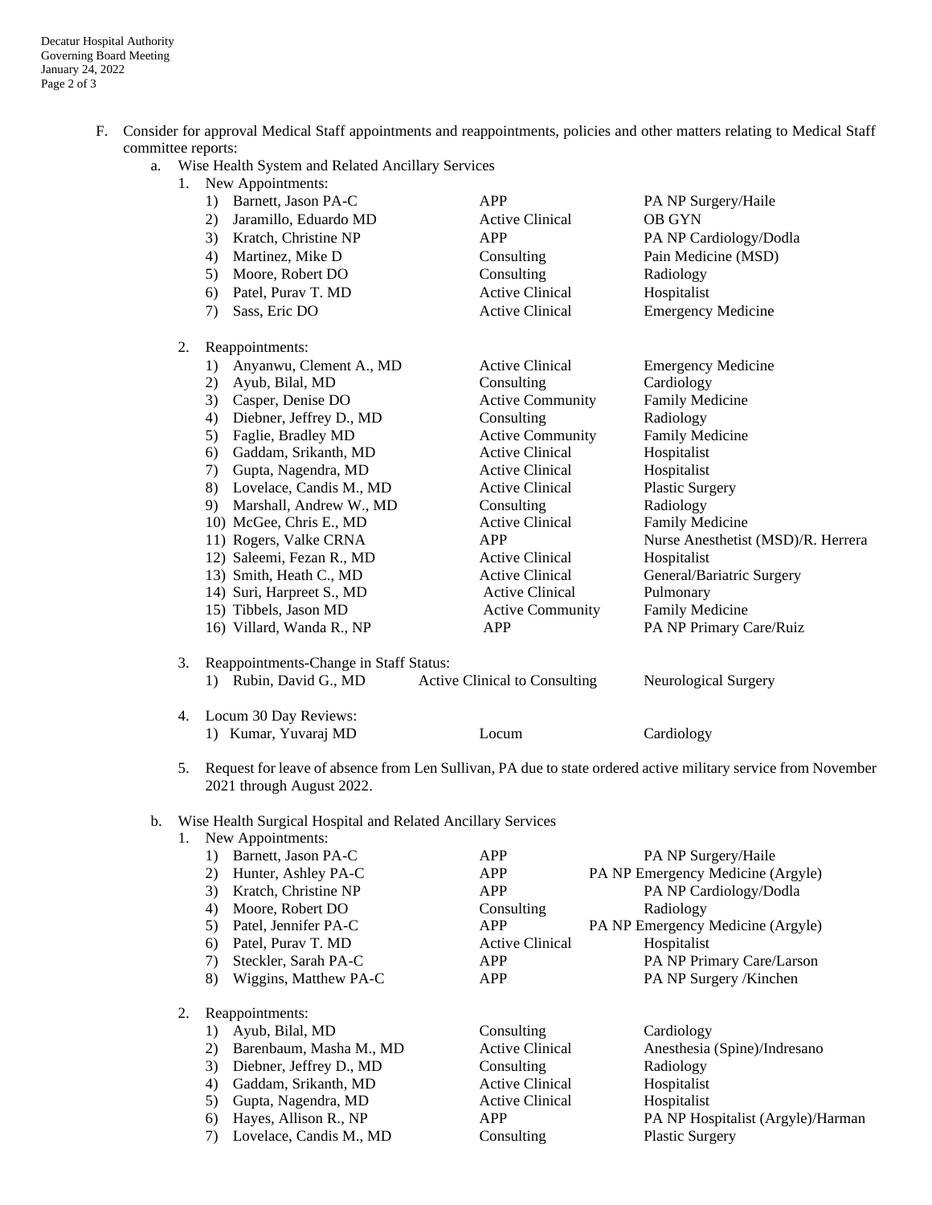F. Consider for approval Medical Staff appointments and reappointments, policies and other matters relating to Medical Staff committee reports:

a. Wise Health System and Related Ancillary Services

1. New Appointments:

| | Name | Staff Status | Specialty |
|---|---|---|---|
| 1) | Barnett, Jason PA-C | APP | PA NP Surgery/Haile |
| 2) | Jaramillo, Eduardo MD | Active Clinical | OB GYN |
| 3) | Kratch, Christine NP | APP | PA NP Cardiology/Dodla |
| 4) | Martinez, Mike D | Consulting | Pain Medicine (MSD) |
| 5) | Moore, Robert DO | Consulting | Radiology |
| 6) | Patel, Purav T. MD | Active Clinical | Hospitalist |
| 7) | Sass, Eric DO | Active Clinical | Emergency Medicine |

2. Reappointments:

| | Name | Staff Status | Specialty |
|---|---|---|---|
| 1) | Anyanwu, Clement A., MD | Active Clinical | Emergency Medicine |
| 2) | Ayub, Bilal, MD | Consulting | Cardiology |
| 3) | Casper, Denise DO | Active Community | Family Medicine |
| 4) | Diebner, Jeffrey D., MD | Consulting | Radiology |
| 5) | Faglie, Bradley MD | Active Community | Family Medicine |
| 6) | Gaddam, Srikanth, MD | Active Clinical | Hospitalist |
| 7) | Gupta, Nagendra, MD | Active Clinical | Hospitalist |
| 8) | Lovelace, Candis M., MD | Active Clinical | Plastic Surgery |
| 9) | Marshall, Andrew W., MD | Consulting | Radiology |
| 10) | McGee, Chris E., MD | Active Clinical | Family Medicine |
| 11) | Rogers, Valke CRNA | APP | Nurse Anesthetist (MSD)/R. Herrera |
| 12) | Saleemi, Fezan R., MD | Active Clinical | Hospitalist |
| 13) | Smith, Heath C., MD | Active Clinical | General/Bariatric Surgery |
| 14) | Suri, Harpreet S., MD | Active Clinical | Pulmonary |
| 15) | Tibbels, Jason MD | Active Community | Family Medicine |
| 16) | Villard, Wanda R., NP | APP | PA NP Primary Care/Ruiz |

3. Reappointments-Change in Staff Status:

| | Name | Staff Status | Specialty |
|---|---|---|---|
| 1) | Rubin, David G., MD | Active Clinical to Consulting | Neurological Surgery |

4. Locum 30 Day Reviews:

| | Name | Staff Status | Specialty |
|---|---|---|---|
| 1) | Kumar, Yuvaraj MD | Locum | Cardiology |

5. Request for leave of absence from Len Sullivan, PA due to state ordered active military service from November 2021 through August 2022.

b. Wise Health Surgical Hospital and Related Ancillary Services

1. New Appointments:

| | Name | Staff Status | Specialty |
|---|---|---|---|
| 1) | Barnett, Jason PA-C | APP | PA NP Surgery/Haile |
| 2) | Hunter, Ashley PA-C | APP | PA NP Emergency Medicine (Argyle) |
| 3) | Kratch, Christine NP | APP | PA NP Cardiology/Dodla |
| 4) | Moore, Robert DO | Consulting | Radiology |
| 5) | Patel, Jennifer PA-C | APP | PA NP Emergency Medicine (Argyle) |
| 6) | Patel, Purav T. MD | Active Clinical | Hospitalist |
| 7) | Steckler, Sarah PA-C | APP | PA NP Primary Care/Larson |
| 8) | Wiggins, Matthew PA-C | APP | PA NP Surgery /Kinchen |

2. Reappointments:

| | Name | Staff Status | Specialty |
|---|---|---|---|
| 1) | Ayub, Bilal, MD | Consulting | Cardiology |
| 2) | Barenbaum, Masha M., MD | Active Clinical | Anesthesia (Spine)/Indresano |
| 3) | Diebner, Jeffrey D., MD | Consulting | Radiology |
| 4) | Gaddam, Srikanth, MD | Active Clinical | Hospitalist |
| 5) | Gupta, Nagendra, MD | Active Clinical | Hospitalist |
| 6) | Hayes, Allison R., NP | APP | PA NP Hospitalist (Argyle)/Harman |
| 7) | Lovelace, Candis M., MD | Consulting | Plastic Surgery |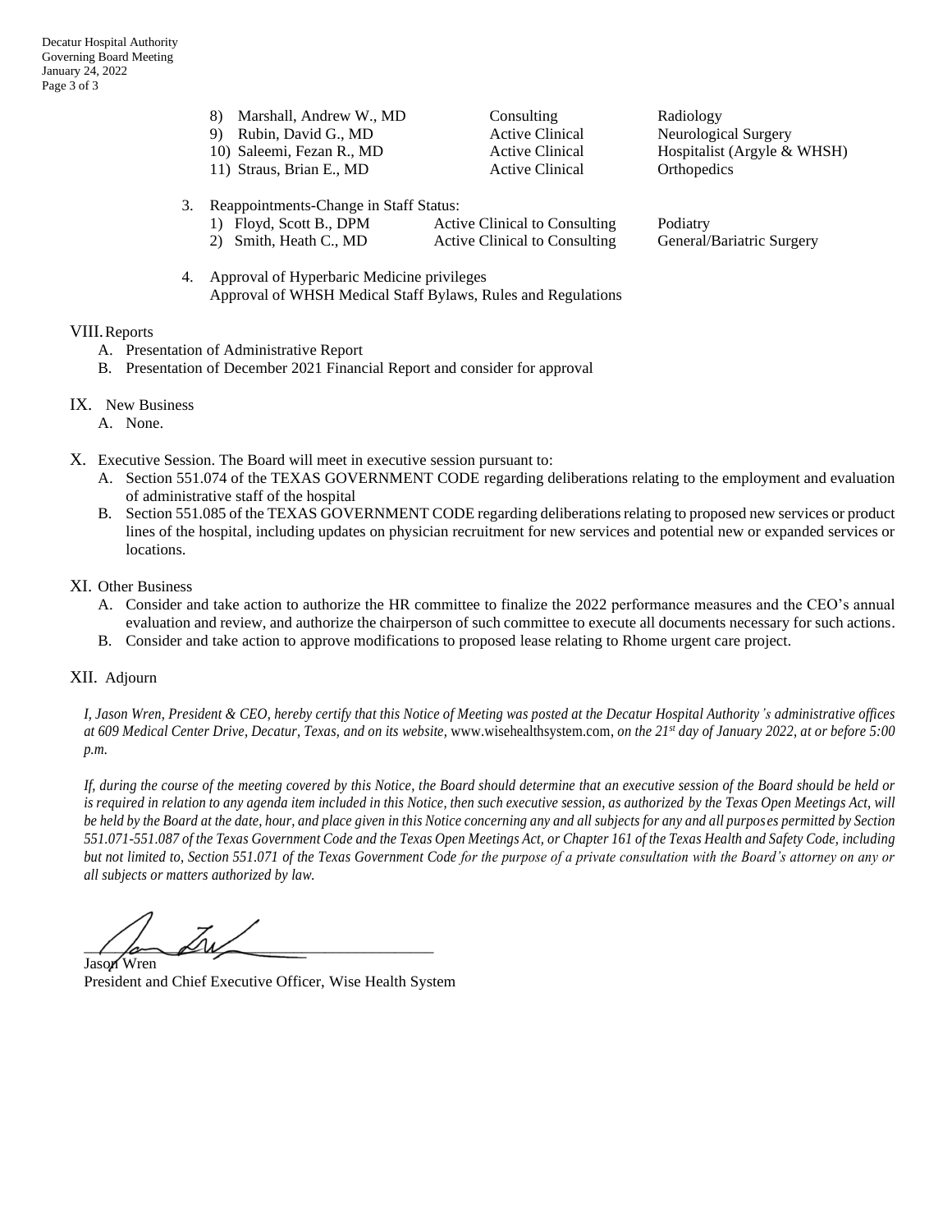8) Marshall, Andrew W., MD — Consulting — Radiology
9) Rubin, David G., MD — Active Clinical — Neurological Surgery
10) Saleemi, Fezan R., MD — Active Clinical — Hospitalist (Argyle & WHSH)
11) Straus, Brian E., MD — Active Clinical — Orthopedics

3. Reappointments-Change in Staff Status:
   1) Floyd, Scott B., DPM — Active Clinical to Consulting — Podiatry
   2) Smith, Heath C., MD — Active Clinical to Consulting — General/Bariatric Surgery

4. Approval of Hyperbaric Medicine privileges
   Approval of WHSH Medical Staff Bylaws, Rules and Regulations

VIII. Reports

   A. Presentation of Administrative Report
   B. Presentation of December 2021 Financial Report and consider for approval

IX. New Business

   A. None.

X. Executive Session. The Board will meet in executive session pursuant to:

   A. Section 551.074 of the TEXAS GOVERNMENT CODE regarding deliberations relating to the employment and evaluation of administrative staff of the hospital
   B. Section 551.085 of the TEXAS GOVERNMENT CODE regarding deliberations relating to proposed new services or product lines of the hospital, including updates on physician recruitment for new services and potential new or expanded services or locations.

XI. Other Business

   A. Consider and take action to authorize the HR committee to finalize the 2022 performance measures and the CEO's annual evaluation and review, and authorize the chairperson of such committee to execute all documents necessary for such actions.
   B. Consider and take action to approve modifications to proposed lease relating to Rhome urgent care project.

XII. Adjourn

*I, Jason Wren, President & CEO, hereby certify that this Notice of Meeting was posted at the Decatur Hospital Authority's administrative offices at 609 Medical Center Drive, Decatur, Texas, and on its website,* www.wisehealthsystem.com, *on the 21st day of January 2022, at or before 5:00 p.m.*

*If, during the course of the meeting covered by this Notice, the Board should determine that an executive session of the Board should be held or is required in relation to any agenda item included in this Notice, then such executive session, as authorized by the Texas Open Meetings Act, will be held by the Board at the date, hour, and place given in this Notice concerning any and all subjects for any and all purposes permitted by Section 551.071-551.087 of the Texas Government Code and the Texas Open Meetings Act, or Chapter 161 of the Texas Health and Safety Code, including but not limited to, Section 551.071 of the Texas Government Code for the purpose of a private consultation with the Board's attorney on any or all subjects or matters authorized by law.*

Jason Wren
President and Chief Executive Officer, Wise Health System